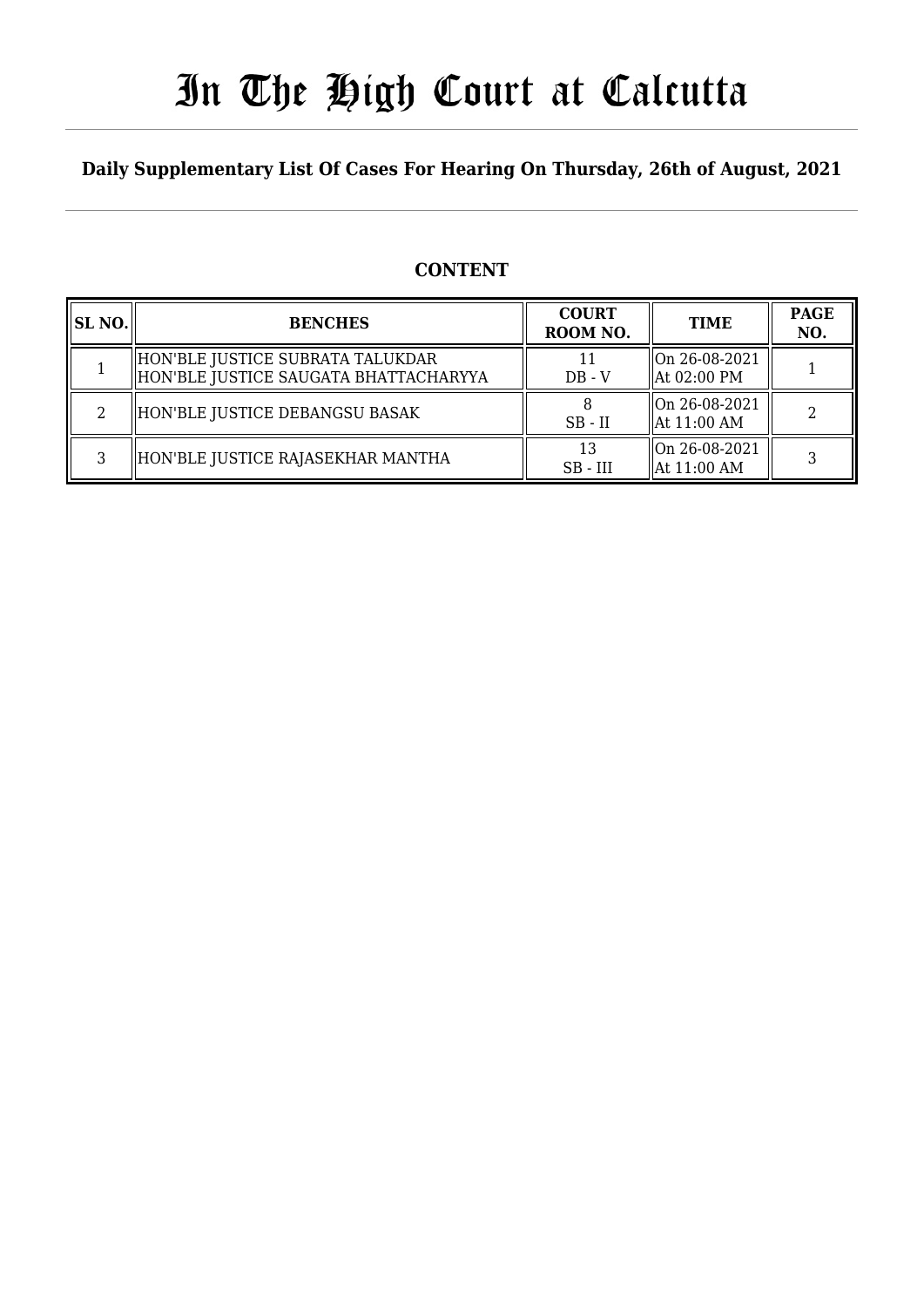# In The High Court at Calcutta

**Daily Supplementary List Of Cases For Hearing On Thursday, 26th of August, 2021**

## CONTENT

| SL NO. | BENCHES | COURT ROOM NO. | TIME | PAGE NO. |
|---|---|---|---|---|
| 1 | HON'BLE JUSTICE SUBRATA TALUKDAR<br>HON'BLE JUSTICE SAUGATA BHATTACHARYYA | 11<br>DB - V | On 26-08-2021<br>At 02:00 PM | 1 |
| 2 | HON'BLE JUSTICE DEBANGSU BASAK | 8<br>SB - II | On 26-08-2021<br>At 11:00 AM | 2 |
| 3 | HON'BLE JUSTICE RAJASEKHAR MANTHA | 13<br>SB - III | On 26-08-2021<br>At 11:00 AM | 3 |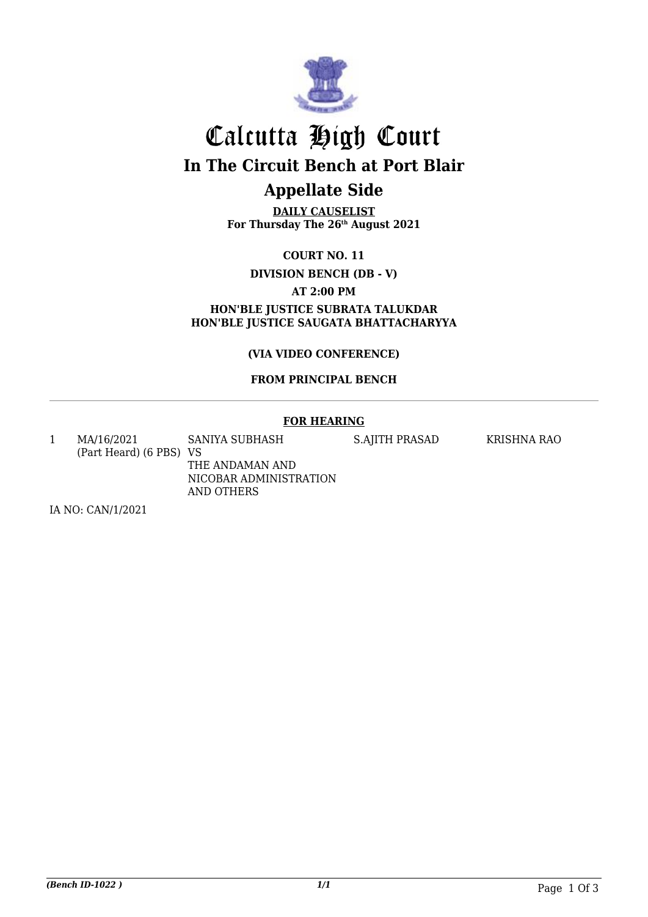# Calcutta High Court

## In The Circuit Bench at Port Blair

## Appellate Side

**DAILY CAUSELIST**
**For Thursday The 26th August 2021**

**COURT NO. 11**

**DIVISION BENCH (DB - V)**

**AT 2:00 PM**

**HON'BLE JUSTICE SUBRATA TALUKDAR**
**HON'BLE JUSTICE SAUGATA BHATTACHARYYA**

**(VIA VIDEO CONFERENCE)**

**FROM PRINCIPAL BENCH**

---

**FOR HEARING**

| | | | | |
|---|---|---|---|---|
| 1 | MA/16/2021 (Part Heard) (6 PBS) | SANIYA SUBHASH VS THE ANDAMAN AND NICOBAR ADMINISTRATION AND OTHERS | S.AJITH PRASAD | KRISHNA RAO |

IA NO: CAN/1/2021

*(Bench ID-1022 )* *1/1*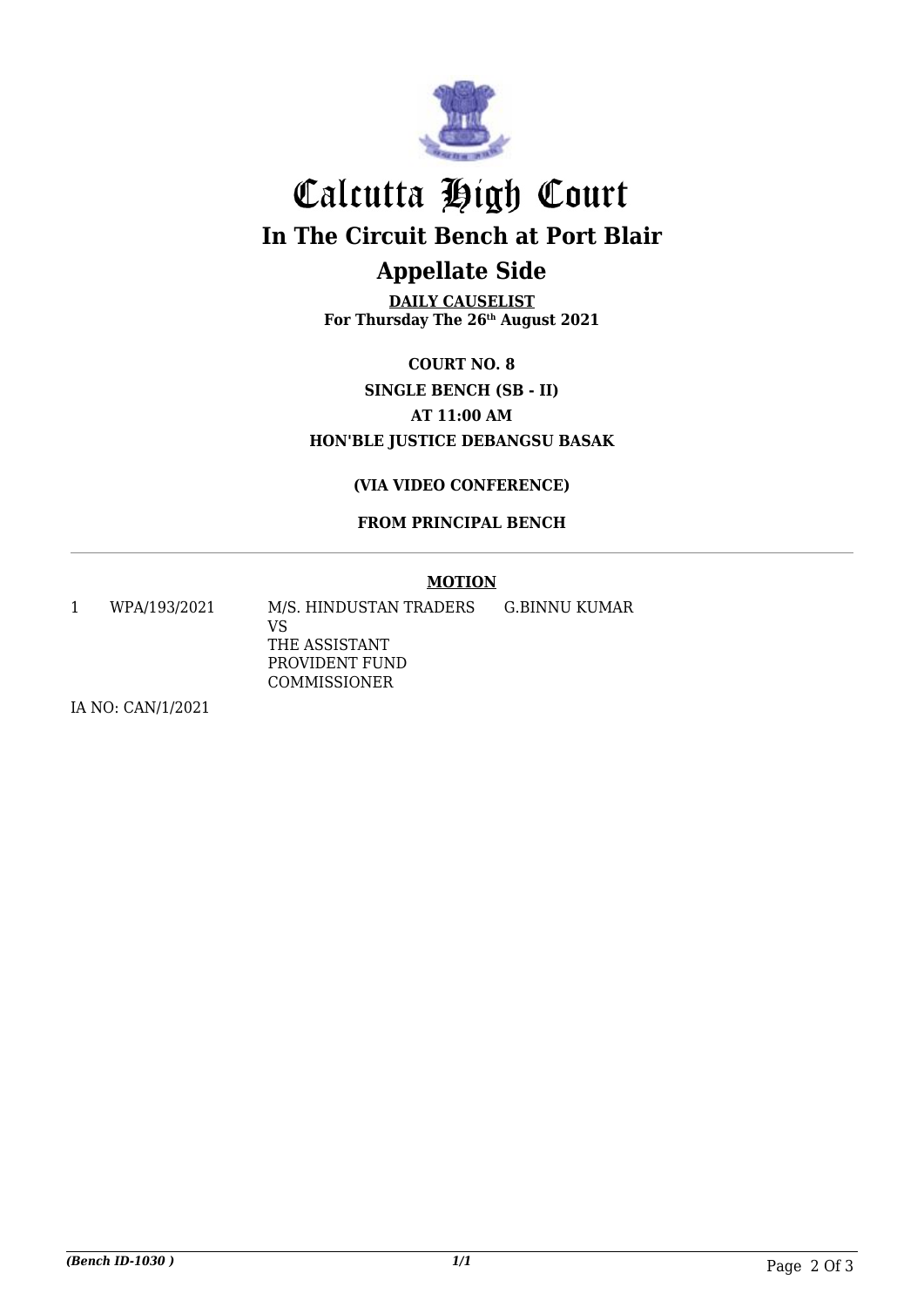# Calcutta High Court

## In The Circuit Bench at Port Blair

## Appellate Side

**DAILY CAUSELIST**
**For Thursday The 26th August 2021**

**COURT NO. 8**

**SINGLE BENCH (SB - II)**

**AT 11:00 AM**

**HON'BLE JUSTICE DEBANGSU BASAK**

**(VIA VIDEO CONFERENCE)**

**FROM PRINCIPAL BENCH**

---

**MOTION**

| | | | |
|---|---|---|---|
| 1 | WPA/193/2021 | M/S. HINDUSTAN TRADERS<br>VS<br>THE ASSISTANT PROVIDENT FUND COMMISSIONER | G.BINNU KUMAR |

IA NO: CAN/1/2021

*(Bench ID-1030 )* *1/1*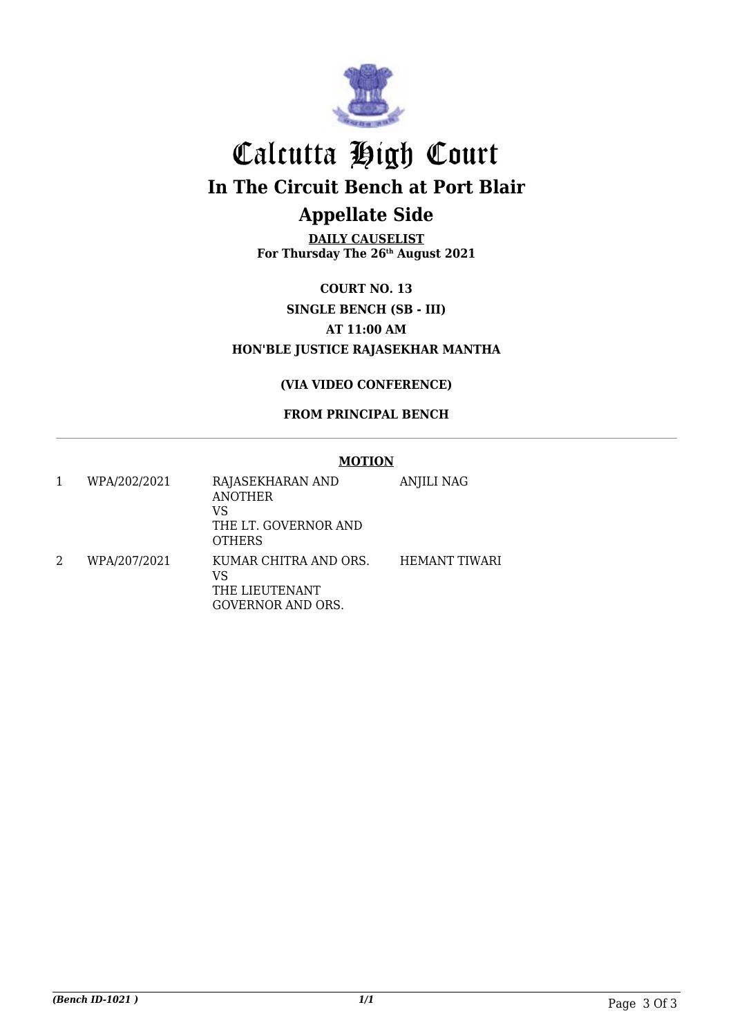# Calcutta High Court

## In The Circuit Bench at Port Blair

## Appellate Side

**DAILY CAUSELIST**
**For Thursday The 26th August 2021**

**COURT NO. 13**

**SINGLE BENCH (SB - III)**

**AT 11:00 AM**

**HON'BLE JUSTICE RAJASEKHAR MANTHA**

**(VIA VIDEO CONFERENCE)**

**FROM PRINCIPAL BENCH**

**MOTION**

| | | | |
|---|---|---|---|
| 1 | WPA/202/2021 | RAJASEKHARAN AND ANOTHER<br>VS<br>THE LT. GOVERNOR AND OTHERS | ANJILI NAG |
| 2 | WPA/207/2021 | KUMAR CHITRA AND ORS.<br>VS<br>THE LIEUTENANT GOVERNOR AND ORS. | HEMANT TIWARI |

*(Bench ID-1021 )*